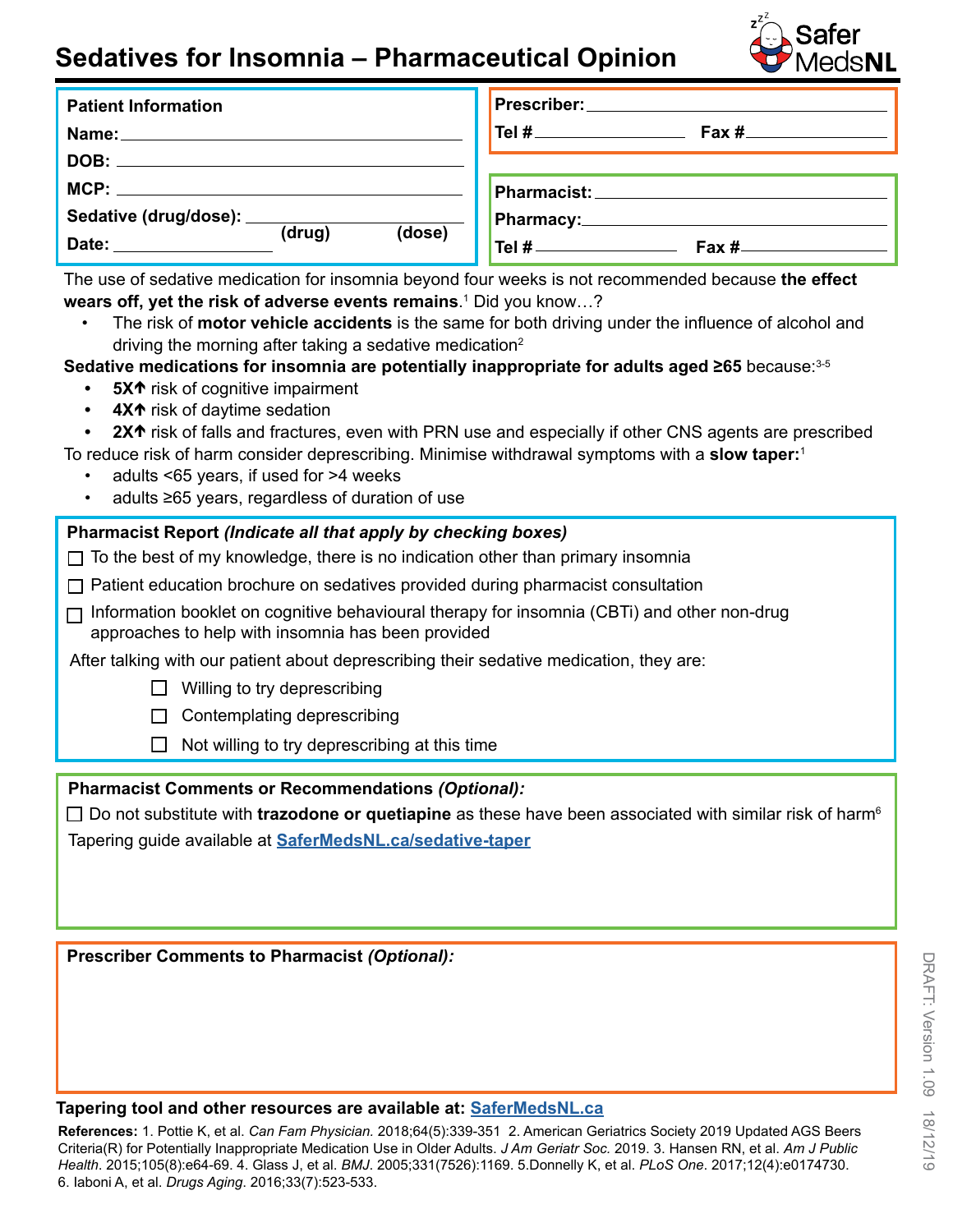# Sedatives for Insomnia – Pharmaceutical Opinion

SaferMedsNL

**Patient Information**

**Name:** ____________________

**DOB:** ____________________

**MCP:** ____________________

**Sedative (drug/dose):** ____________ (drug) ____________ (dose)

**Date:** ____________________

**Prescriber:** ____________________

**Tel #** ____________ **Fax #** ____________

**Pharmacist:** ____________________

**Pharmacy:** ____________________

**Tel #** ____________ **Fax #** ____________

The use of sedative medication for insomnia beyond four weeks is not recommended because **the effect wears off, yet the risk of adverse events remains**.[1] Did you know…?

- The risk of **motor vehicle accidents** is the same for both driving under the influence of alcohol and driving the morning after taking a sedative medication[2]

**Sedative medications for insomnia are potentially inappropriate for adults aged ≥65** because:[3-5]

- **5X↑** risk of cognitive impairment
- **4X↑** risk of daytime sedation
- **2X↑** risk of falls and fractures, even with PRN use and especially if other CNS agents are prescribed

To reduce risk of harm consider deprescribing. Minimise withdrawal symptoms with a **slow taper:**[1]

- adults <65 years, if used for >4 weeks
- adults ≥65 years, regardless of duration of use

**Pharmacist Report** ***(Indicate all that apply by checking boxes)***

☐ To the best of my knowledge, there is no indication other than primary insomnia

☐ Patient education brochure on sedatives provided during pharmacist consultation

☐ Information booklet on cognitive behavioural therapy for insomnia (CBTi) and other non-drug approaches to help with insomnia has been provided

After talking with our patient about deprescribing their sedative medication, they are:

- ☐ Willing to try deprescribing
- ☐ Contemplating deprescribing
- ☐ Not willing to try deprescribing at this time

**Pharmacist Comments or Recommendations** ***(Optional):***

☐ Do not substitute with **trazodone or quetiapine** as these have been associated with similar risk of harm[6]

Tapering guide available at [SaferMedsNL.ca/sedative-taper](SaferMedsNL.ca/sedative-taper)

**Prescriber Comments to Pharmacist** ***(Optional):***

**Tapering tool and other resources are available at: [SaferMedsNL.ca](SaferMedsNL.ca)**

**References:** 1. Pottie K, et al. *Can Fam Physician.* 2018;64(5):339-351 2. American Geriatrics Society 2019 Updated AGS Beers Criteria(R) for Potentially Inappropriate Medication Use in Older Adults. *J Am Geriatr Soc.* 2019. 3. Hansen RN, et al. *Am J Public Health*. 2015;105(8):e64-69. 4. Glass J, et al. *BMJ*. 2005;331(7526):1169. 5.Donnelly K, et al. *PLoS One*. 2017;12(4):e0174730. 6. Iaboni A, et al. *Drugs Aging*. 2016;33(7):523-533.

DRAFT: Version 1.09 18/12/19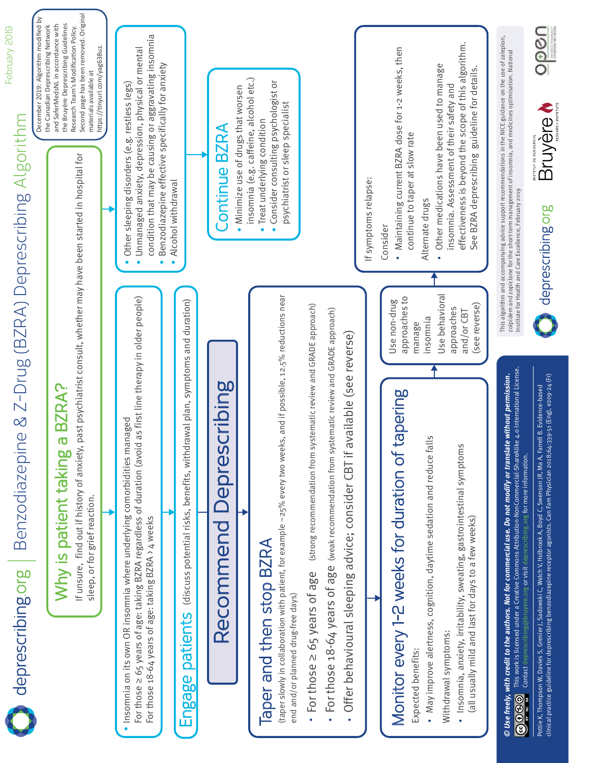deprescribing.org | Benzodiazepine & Z-Drug (BZRA) Deprescribing Algorithm

February 2019

December 2019: Algorithm modified by the Canadian Deprescribing Network and SaferMedsNL in accordance with the Bruyère Deprescribing Guidelines Research Team's Modification Policy. Second page has been removed. Original materials available at https://tinyurl.com/yag638uz.

## Why is patient taking a BZRA?

If unsure, find out if history of anxiety, past psychiatrist consult, whether may have been started in hospital for sleep, or for grief reaction.

- Insomnia on its own OR insomnia where underlying comorbidities managed
  For those ≥ 65 years of age: taking BZRA regardless of duration (avoid as first line therapy in older people)
  For those 18-64 years of age: taking BZRA > 4 weeks

- Other sleeping disorders (e.g. restless legs)
- Unmanaged anxiety, depression, physical or mental condition that may be causing or aggravating insomnia
- Benzodiazepine effective specifically for anxiety
- Alcohol withdrawal

## Continue BZRA

- Minimize use of drugs that worsen insomnia (e.g. caffeine, alcohol etc.)
- Treat underlying condition
- Consider consulting psychologist or psychiatrist or sleep specialist

## Engage patients (discuss potential risks, benefits, withdrawal plan, symptoms and duration)

# Recommend Deprescribing

## Taper and then stop BZRA

(taper slowly in collaboration with patient, for example ~25% every two weeks, and if possible, 12.5% reductions near end and/or planned drug-free days)

- For those ≥ 65 years of age (strong recommendation from systematic review and GRADE approach)
- For those 18-64 years of age (weak recommendation from systematic review and GRADE approach)
- Offer behavioural sleeping advice; consider CBT if available (see reverse)

## Monitor every 1-2 weeks for duration of tapering

Expected benefits:

- May improve alertness, cognition, daytime sedation and reduce falls

Withdrawal symptoms:

- Insomnia, anxiety, irritability, sweating, gastrointestinal symptoms (all usually mild and last for days to a few weeks)

Use non-drug approaches to manage insomnia

Use behavioral approaches and/or CBT (see reverse)

If symptoms relapse:

Consider

- Maintaining current BZRA dose for 1-2 weeks, then continue to taper at slow rate

Alternate drugs

- Other medications have been used to manage insomnia. Assessment of their safety and effectiveness is beyond the scope of this algorithm. See BZRA deprescribing guideline for details.

This algorithm and accompanying advice support recommendations in the NICE guidance on the use of zaleplon, zolpidem and zopiclone for the short-term management of insomnia, and medicines optimisation. National Institute for Health and Care Excellence, February 2019

deprescribing.org | Bruyère Research Institute | open

***© Use freely, with credit to the authors. Not for commercial use. Do not modify or translate without permission.***

This work is licensed under a Creative Commons Attribution-NonCommercial-ShareAlike 4.0 International License. Contact deprescribing@bruyere.org or visit deprescribing.org for more information.

Pottie K, Thompson W, Davies S, Grenier J, Sadowski C, Welch V, Holbrook A, Boyd C, Swenson JR, Ma A, Farrell B. Evidence-based clinical practice guideline for deprescribing benzodiazepine receptor agonists. Can Fam Physician 2018;64:339-51 (Eng), e209-24 (Fr)